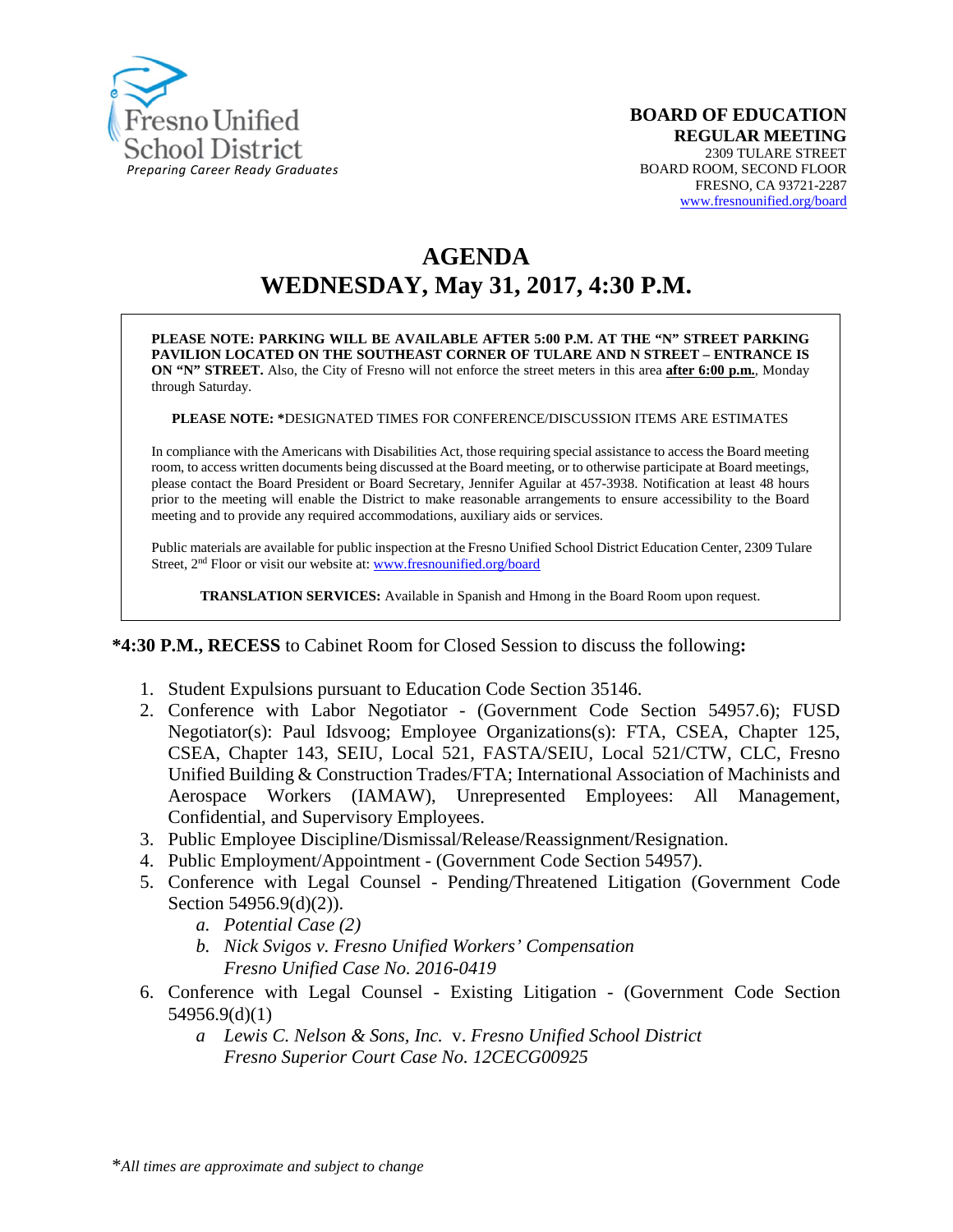Fresno Unified School District
*Preparing Career Ready Graduates*

**BOARD OF EDUCATION**
**REGULAR MEETING**
2309 TULARE STREET
BOARD ROOM, SECOND FLOOR
FRESNO, CA 93721-2287
www.fresnounified.org/board

# AGENDA
# WEDNESDAY, May 31, 2017, 4:30 P.M.

**PLEASE NOTE: PARKING WILL BE AVAILABLE AFTER 5:00 P.M. AT THE "N" STREET PARKING PAVILION LOCATED ON THE SOUTHEAST CORNER OF TULARE AND N STREET – ENTRANCE IS ON "N" STREET.** Also, the City of Fresno will not enforce the street meters in this area **after 6:00 p.m.**, Monday through Saturday.

**PLEASE NOTE: ***DESIGNATED TIMES FOR CONFERENCE/DISCUSSION ITEMS ARE ESTIMATES

In compliance with the Americans with Disabilities Act, those requiring special assistance to access the Board meeting room, to access written documents being discussed at the Board meeting, or to otherwise participate at Board meetings, please contact the Board President or Board Secretary, Jennifer Aguilar at 457-3938. Notification at least 48 hours prior to the meeting will enable the District to make reasonable arrangements to ensure accessibility to the Board meeting and to provide any required accommodations, auxiliary aids or services.

Public materials are available for public inspection at the Fresno Unified School District Education Center, 2309 Tulare Street, 2nd Floor or visit our website at: www.fresnounified.org/board

**TRANSLATION SERVICES:** Available in Spanish and Hmong in the Board Room upon request.

***4:30 P.M., RECESS** to Cabinet Room for Closed Session to discuss the following**:**

1. Student Expulsions pursuant to Education Code Section 35146.
2. Conference with Labor Negotiator - (Government Code Section 54957.6); FUSD Negotiator(s): Paul Idsvoog; Employee Organizations(s): FTA, CSEA, Chapter 125, CSEA, Chapter 143, SEIU, Local 521, FASTA/SEIU, Local 521/CTW, CLC, Fresno Unified Building & Construction Trades/FTA; International Association of Machinists and Aerospace Workers (IAMAW), Unrepresented Employees: All Management, Confidential, and Supervisory Employees.
3. Public Employee Discipline/Dismissal/Release/Reassignment/Resignation.
4. Public Employment/Appointment - (Government Code Section 54957).
5. Conference with Legal Counsel - Pending/Threatened Litigation (Government Code Section 54956.9(d)(2)).
   - *a. Potential Case (2)*
   - *b. Nick Svigos v. Fresno Unified Workers' Compensation Fresno Unified Case No. 2016-0419*
6. Conference with Legal Counsel - Existing Litigation - (Government Code Section 54956.9(d)(1)
   - *a Lewis C. Nelson & Sons, Inc.* v. *Fresno Unified School District Fresno Superior Court Case No. 12CECG00925*

**All times are approximate and subject to change*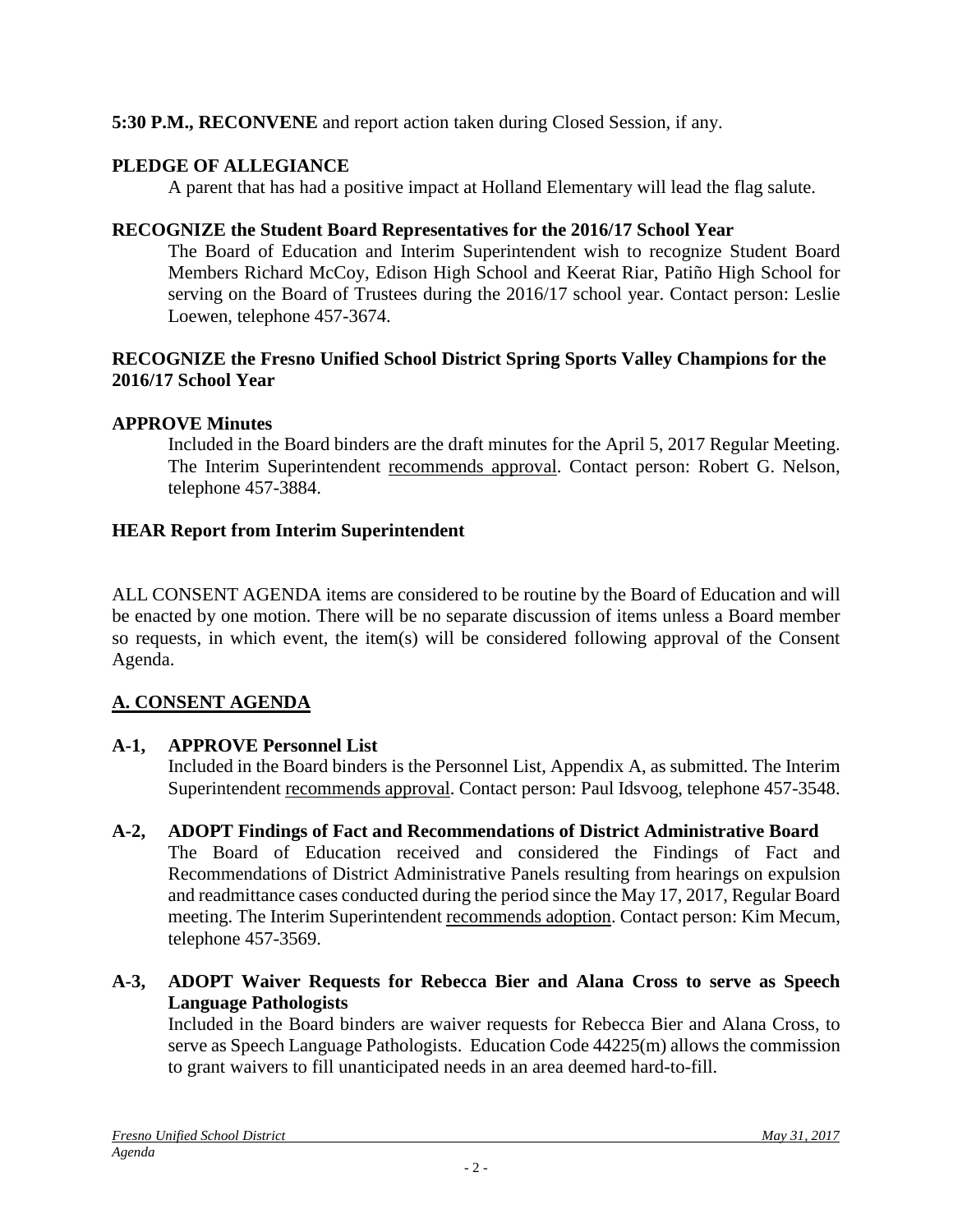**5:30 P.M., RECONVENE** and report action taken during Closed Session, if any.

**PLEDGE OF ALLEGIANCE**

A parent that has had a positive impact at Holland Elementary will lead the flag salute.

**RECOGNIZE the Student Board Representatives for the 2016/17 School Year**

The Board of Education and Interim Superintendent wish to recognize Student Board Members Richard McCoy, Edison High School and Keerat Riar, Patiño High School for serving on the Board of Trustees during the 2016/17 school year. Contact person: Leslie Loewen, telephone 457-3674.

**RECOGNIZE the Fresno Unified School District Spring Sports Valley Champions for the 2016/17 School Year**

**APPROVE Minutes**

Included in the Board binders are the draft minutes for the April 5, 2017 Regular Meeting. The Interim Superintendent recommends approval. Contact person: Robert G. Nelson, telephone 457-3884.

**HEAR Report from Interim Superintendent**

ALL CONSENT AGENDA items are considered to be routine by the Board of Education and will be enacted by one motion. There will be no separate discussion of items unless a Board member so requests, in which event, the item(s) will be considered following approval of the Consent Agenda.

## A. CONSENT AGENDA

**A-1, APPROVE Personnel List**

Included in the Board binders is the Personnel List, Appendix A, as submitted. The Interim Superintendent recommends approval. Contact person: Paul Idsvoog, telephone 457-3548.

**A-2, ADOPT Findings of Fact and Recommendations of District Administrative Board**

The Board of Education received and considered the Findings of Fact and Recommendations of District Administrative Panels resulting from hearings on expulsion and readmittance cases conducted during the period since the May 17, 2017, Regular Board meeting. The Interim Superintendent recommends adoption. Contact person: Kim Mecum, telephone 457-3569.

**A-3, ADOPT Waiver Requests for Rebecca Bier and Alana Cross to serve as Speech Language Pathologists**

Included in the Board binders are waiver requests for Rebecca Bier and Alana Cross, to serve as Speech Language Pathologists. Education Code 44225(m) allows the commission to grant waivers to fill unanticipated needs in an area deemed hard-to-fill.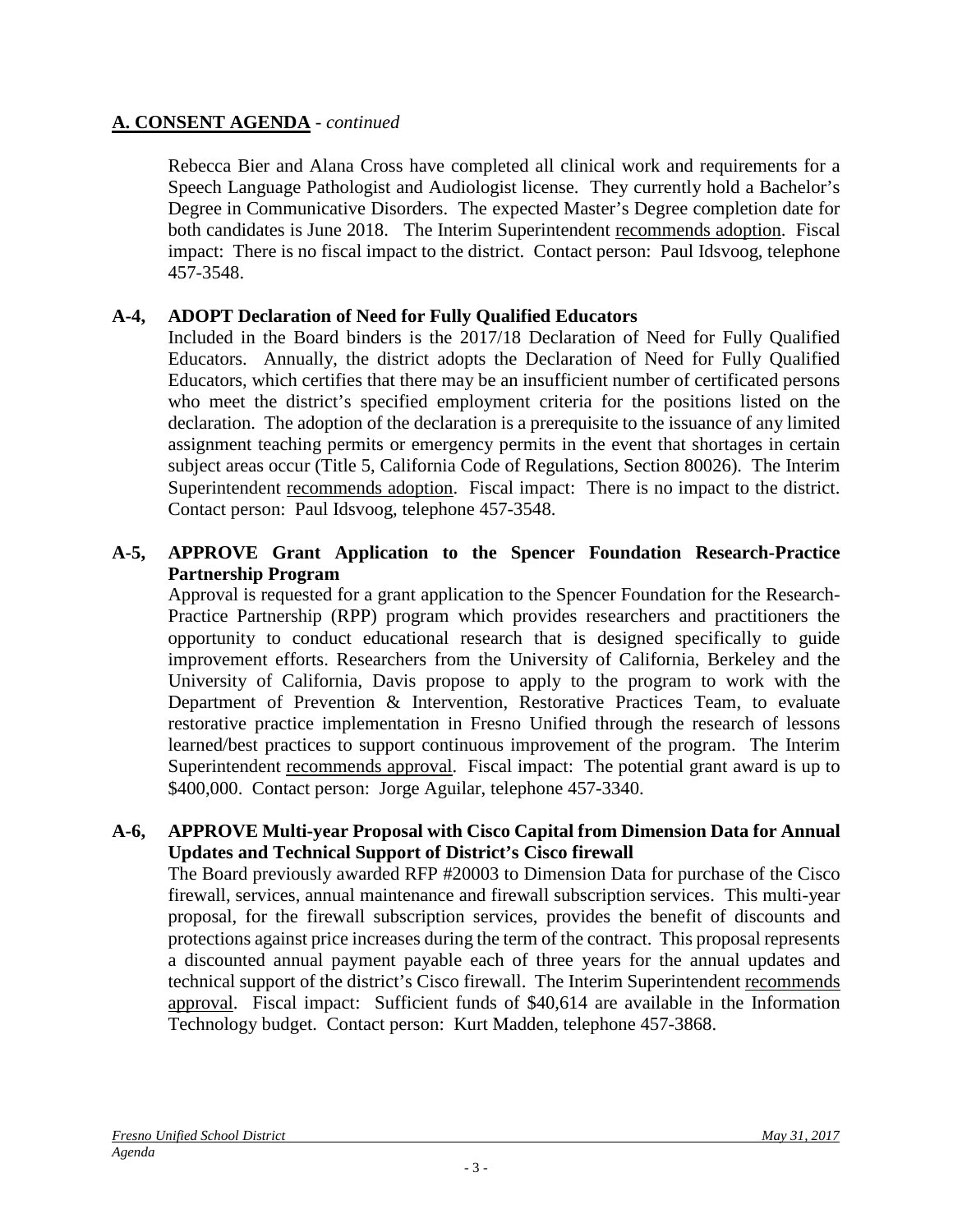## A. CONSENT AGENDA - *continued*

Rebecca Bier and Alana Cross have completed all clinical work and requirements for a Speech Language Pathologist and Audiologist license. They currently hold a Bachelor's Degree in Communicative Disorders. The expected Master's Degree completion date for both candidates is June 2018. The Interim Superintendent recommends adoption. Fiscal impact: There is no fiscal impact to the district. Contact person: Paul Idsvoog, telephone 457-3548.

**A-4, ADOPT Declaration of Need for Fully Qualified Educators**

Included in the Board binders is the 2017/18 Declaration of Need for Fully Qualified Educators. Annually, the district adopts the Declaration of Need for Fully Qualified Educators, which certifies that there may be an insufficient number of certificated persons who meet the district's specified employment criteria for the positions listed on the declaration. The adoption of the declaration is a prerequisite to the issuance of any limited assignment teaching permits or emergency permits in the event that shortages in certain subject areas occur (Title 5, California Code of Regulations, Section 80026). The Interim Superintendent recommends adoption. Fiscal impact: There is no impact to the district. Contact person: Paul Idsvoog, telephone 457-3548.

**A-5, APPROVE Grant Application to the Spencer Foundation Research-Practice Partnership Program**

Approval is requested for a grant application to the Spencer Foundation for the Research-Practice Partnership (RPP) program which provides researchers and practitioners the opportunity to conduct educational research that is designed specifically to guide improvement efforts. Researchers from the University of California, Berkeley and the University of California, Davis propose to apply to the program to work with the Department of Prevention & Intervention, Restorative Practices Team, to evaluate restorative practice implementation in Fresno Unified through the research of lessons learned/best practices to support continuous improvement of the program. The Interim Superintendent recommends approval. Fiscal impact: The potential grant award is up to $400,000. Contact person: Jorge Aguilar, telephone 457-3340.

**A-6, APPROVE Multi-year Proposal with Cisco Capital from Dimension Data for Annual Updates and Technical Support of District's Cisco firewall**

The Board previously awarded RFP #20003 to Dimension Data for purchase of the Cisco firewall, services, annual maintenance and firewall subscription services. This multi-year proposal, for the firewall subscription services, provides the benefit of discounts and protections against price increases during the term of the contract. This proposal represents a discounted annual payment payable each of three years for the annual updates and technical support of the district's Cisco firewall. The Interim Superintendent recommends approval. Fiscal impact: Sufficient funds of $40,614 are available in the Information Technology budget. Contact person: Kurt Madden, telephone 457-3868.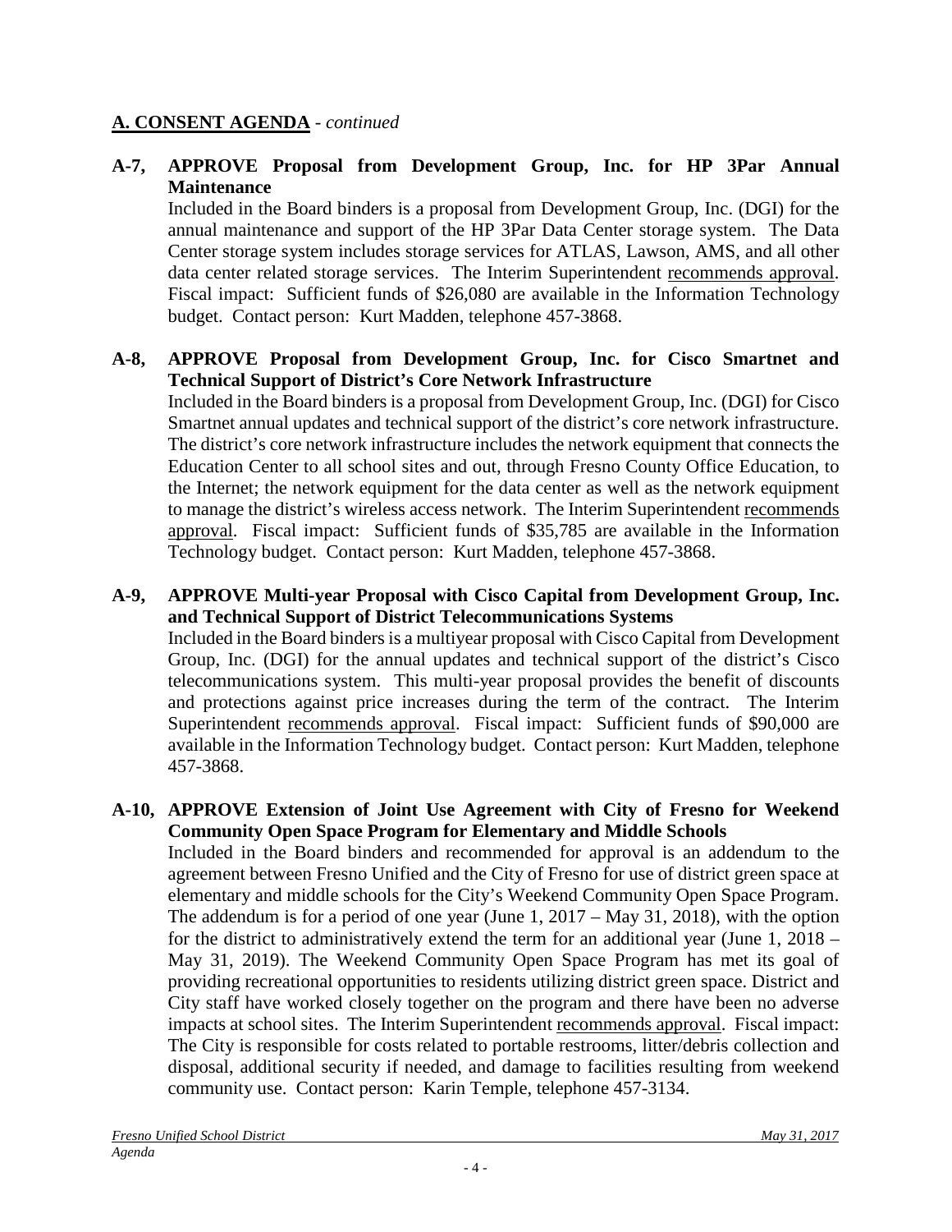## A. CONSENT AGENDA - *continued*

**A-7, APPROVE Proposal from Development Group, Inc. for HP 3Par Annual Maintenance**

Included in the Board binders is a proposal from Development Group, Inc. (DGI) for the annual maintenance and support of the HP 3Par Data Center storage system. The Data Center storage system includes storage services for ATLAS, Lawson, AMS, and all other data center related storage services. The Interim Superintendent recommends approval. Fiscal impact: Sufficient funds of $26,080 are available in the Information Technology budget. Contact person: Kurt Madden, telephone 457-3868.

**A-8, APPROVE Proposal from Development Group, Inc. for Cisco Smartnet and Technical Support of District's Core Network Infrastructure**

Included in the Board binders is a proposal from Development Group, Inc. (DGI) for Cisco Smartnet annual updates and technical support of the district's core network infrastructure. The district's core network infrastructure includes the network equipment that connects the Education Center to all school sites and out, through Fresno County Office Education, to the Internet; the network equipment for the data center as well as the network equipment to manage the district's wireless access network. The Interim Superintendent recommends approval. Fiscal impact: Sufficient funds of $35,785 are available in the Information Technology budget. Contact person: Kurt Madden, telephone 457-3868.

**A-9, APPROVE Multi-year Proposal with Cisco Capital from Development Group, Inc. and Technical Support of District Telecommunications Systems**

Included in the Board binders is a multiyear proposal with Cisco Capital from Development Group, Inc. (DGI) for the annual updates and technical support of the district's Cisco telecommunications system. This multi-year proposal provides the benefit of discounts and protections against price increases during the term of the contract. The Interim Superintendent recommends approval. Fiscal impact: Sufficient funds of $90,000 are available in the Information Technology budget. Contact person: Kurt Madden, telephone 457-3868.

**A-10, APPROVE Extension of Joint Use Agreement with City of Fresno for Weekend Community Open Space Program for Elementary and Middle Schools**

Included in the Board binders and recommended for approval is an addendum to the agreement between Fresno Unified and the City of Fresno for use of district green space at elementary and middle schools for the City's Weekend Community Open Space Program. The addendum is for a period of one year (June 1, 2017 – May 31, 2018), with the option for the district to administratively extend the term for an additional year (June 1, 2018 – May 31, 2019). The Weekend Community Open Space Program has met its goal of providing recreational opportunities to residents utilizing district green space. District and City staff have worked closely together on the program and there have been no adverse impacts at school sites. The Interim Superintendent recommends approval. Fiscal impact: The City is responsible for costs related to portable restrooms, litter/debris collection and disposal, additional security if needed, and damage to facilities resulting from weekend community use. Contact person: Karin Temple, telephone 457-3134.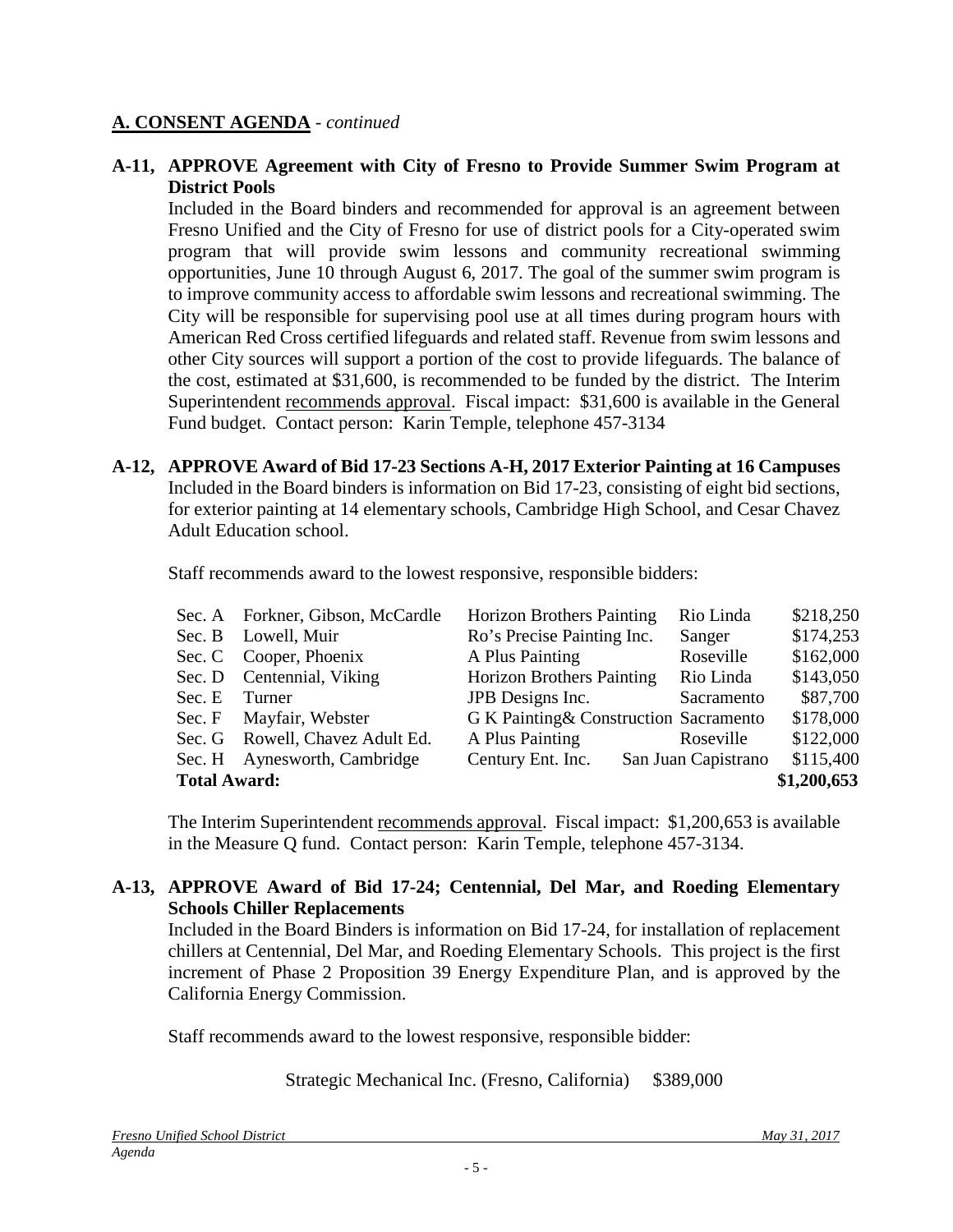## **A. CONSENT AGENDA** - *continued*

**A-11, APPROVE Agreement with City of Fresno to Provide Summer Swim Program at District Pools**

Included in the Board binders and recommended for approval is an agreement between Fresno Unified and the City of Fresno for use of district pools for a City-operated swim program that will provide swim lessons and community recreational swimming opportunities, June 10 through August 6, 2017. The goal of the summer swim program is to improve community access to affordable swim lessons and recreational swimming. The City will be responsible for supervising pool use at all times during program hours with American Red Cross certified lifeguards and related staff. Revenue from swim lessons and other City sources will support a portion of the cost to provide lifeguards. The balance of the cost, estimated at $31,600, is recommended to be funded by the district. The Interim Superintendent recommends approval. Fiscal impact: $31,600 is available in the General Fund budget. Contact person: Karin Temple, telephone 457-3134

**A-12, APPROVE Award of Bid 17-23 Sections A-H, 2017 Exterior Painting at 16 Campuses**

Included in the Board binders is information on Bid 17-23, consisting of eight bid sections, for exterior painting at 14 elementary schools, Cambridge High School, and Cesar Chavez Adult Education school.

Staff recommends award to the lowest responsive, responsible bidders:

| Section | Schools | Bidder | Location | Amount |
|---|---|---|---|---|
| Sec. A | Forkner, Gibson, McCardle | Horizon Brothers Painting | Rio Linda | $218,250 |
| Sec. B | Lowell, Muir | Ro's Precise Painting Inc. | Sanger | $174,253 |
| Sec. C | Cooper, Phoenix | A Plus Painting | Roseville | $162,000 |
| Sec. D | Centennial, Viking | Horizon Brothers Painting | Rio Linda | $143,050 |
| Sec. E | Turner | JPB Designs Inc. | Sacramento | $87,700 |
| Sec. F | Mayfair, Webster | G K Painting& Construction | Sacramento | $178,000 |
| Sec. G | Rowell, Chavez Adult Ed. | A Plus Painting | Roseville | $122,000 |
| Sec. H | Aynesworth, Cambridge | Century Ent. Inc. | San Juan Capistrano | $115,400 |
| **Total Award:** | | | | **$1,200,653** |

The Interim Superintendent recommends approval. Fiscal impact: $1,200,653 is available in the Measure Q fund. Contact person: Karin Temple, telephone 457-3134.

**A-13, APPROVE Award of Bid 17-24; Centennial, Del Mar, and Roeding Elementary Schools Chiller Replacements**

Included in the Board Binders is information on Bid 17-24, for installation of replacement chillers at Centennial, Del Mar, and Roeding Elementary Schools. This project is the first increment of Phase 2 Proposition 39 Energy Expenditure Plan, and is approved by the California Energy Commission.

Staff recommends award to the lowest responsive, responsible bidder:

Strategic Mechanical Inc. (Fresno, California) $389,000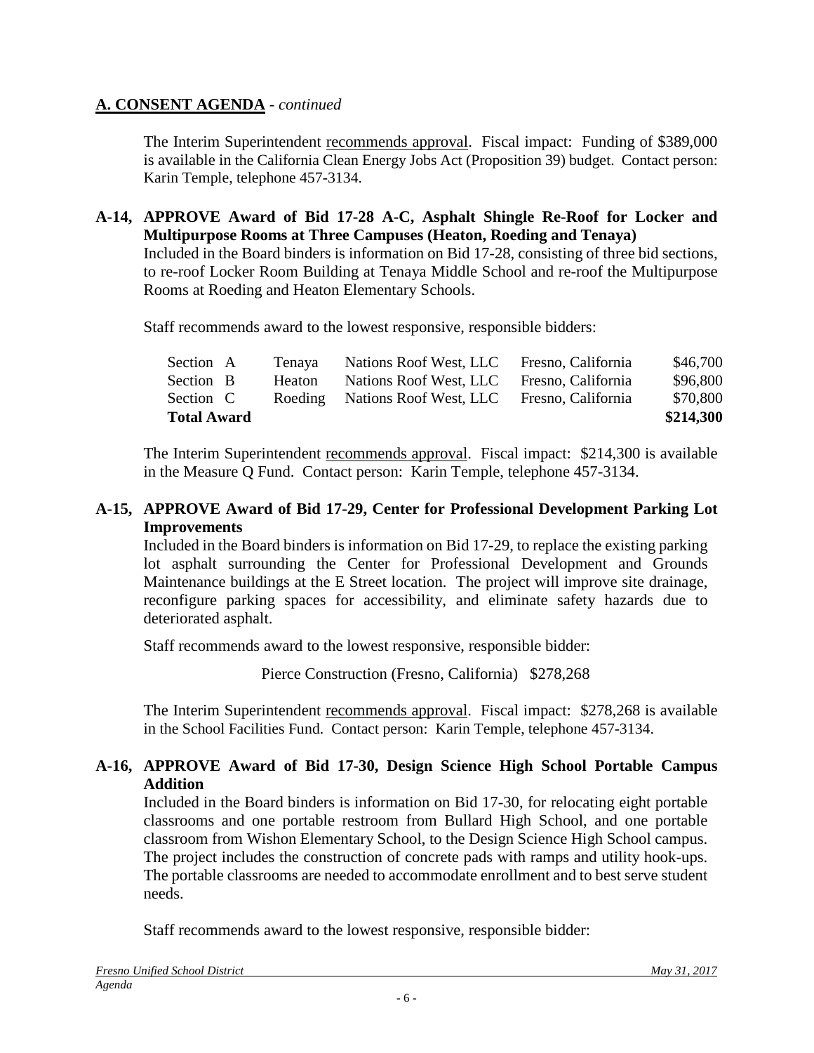## A. CONSENT AGENDA - *continued*

The Interim Superintendent recommends approval. Fiscal impact: Funding of $389,000 is available in the California Clean Energy Jobs Act (Proposition 39) budget. Contact person: Karin Temple, telephone 457-3134.

**A-14, APPROVE Award of Bid 17-28 A-C, Asphalt Shingle Re-Roof for Locker and Multipurpose Rooms at Three Campuses (Heaton, Roeding and Tenaya)**

Included in the Board binders is information on Bid 17-28, consisting of three bid sections, to re-roof Locker Room Building at Tenaya Middle School and re-roof the Multipurpose Rooms at Roeding and Heaton Elementary Schools.

Staff recommends award to the lowest responsive, responsible bidders:

| Section | Campus | Bidder | Location | Amount |
|---|---|---|---|---|
| Section A | Tenaya | Nations Roof West, LLC | Fresno, California | $46,700 |
| Section B | Heaton | Nations Roof West, LLC | Fresno, California | $96,800 |
| Section C | Roeding | Nations Roof West, LLC | Fresno, California | $70,800 |
| **Total Award** | | | | **$214,300** |

The Interim Superintendent recommends approval. Fiscal impact: $214,300 is available in the Measure Q Fund. Contact person: Karin Temple, telephone 457-3134.

**A-15, APPROVE Award of Bid 17-29, Center for Professional Development Parking Lot Improvements**

Included in the Board binders is information on Bid 17-29, to replace the existing parking lot asphalt surrounding the Center for Professional Development and Grounds Maintenance buildings at the E Street location. The project will improve site drainage, reconfigure parking spaces for accessibility, and eliminate safety hazards due to deteriorated asphalt.

Staff recommends award to the lowest responsive, responsible bidder:

Pierce Construction (Fresno, California) $278,268

The Interim Superintendent recommends approval. Fiscal impact: $278,268 is available in the School Facilities Fund. Contact person: Karin Temple, telephone 457-3134.

**A-16, APPROVE Award of Bid 17-30, Design Science High School Portable Campus Addition**

Included in the Board binders is information on Bid 17-30, for relocating eight portable classrooms and one portable restroom from Bullard High School, and one portable classroom from Wishon Elementary School, to the Design Science High School campus. The project includes the construction of concrete pads with ramps and utility hook-ups. The portable classrooms are needed to accommodate enrollment and to best serve student needs.

Staff recommends award to the lowest responsive, responsible bidder: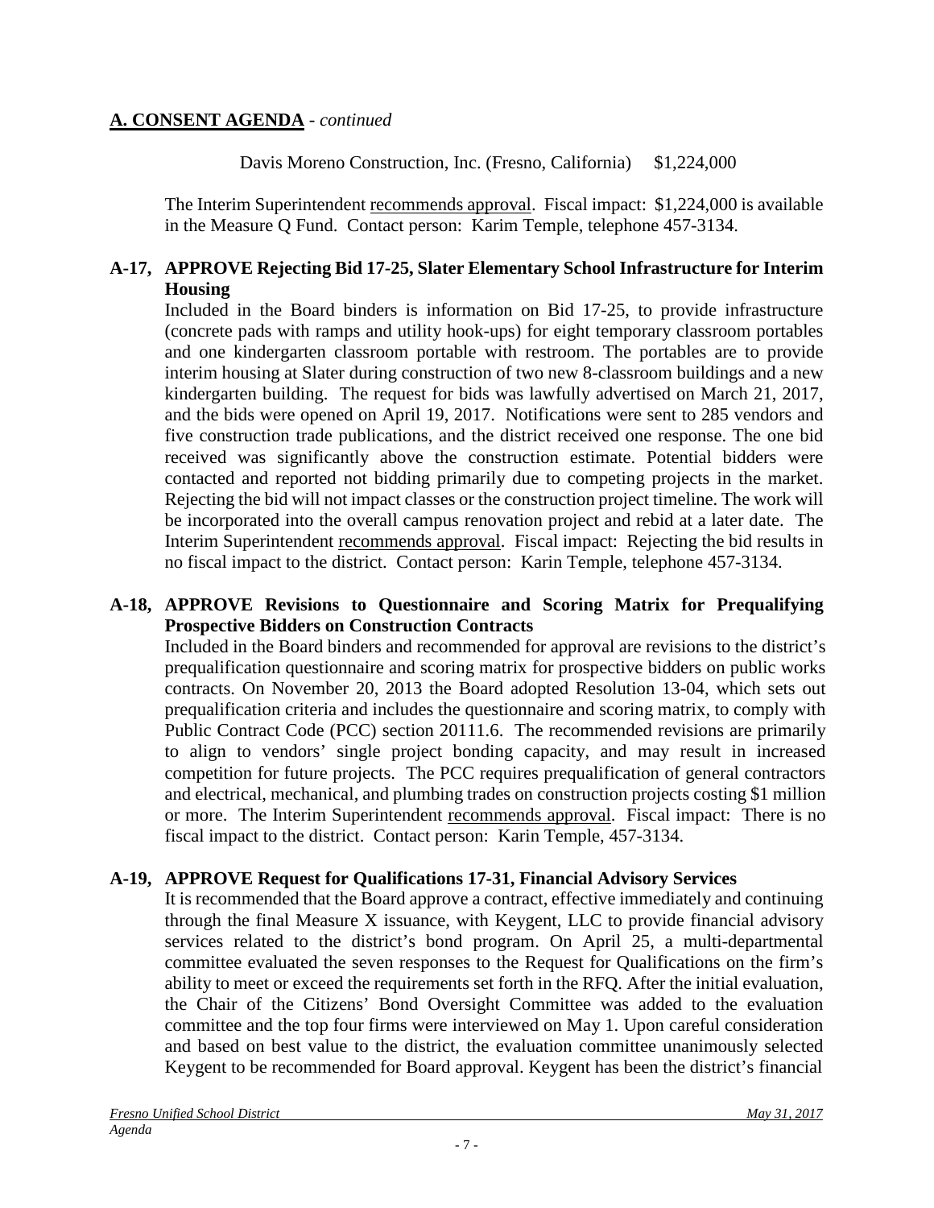## A. CONSENT AGENDA - *continued*

Davis Moreno Construction, Inc. (Fresno, California) $1,224,000

The Interim Superintendent recommends approval. Fiscal impact: $1,224,000 is available in the Measure Q Fund. Contact person: Karim Temple, telephone 457-3134.

**A-17, APPROVE Rejecting Bid 17-25, Slater Elementary School Infrastructure for Interim Housing**

Included in the Board binders is information on Bid 17-25, to provide infrastructure (concrete pads with ramps and utility hook-ups) for eight temporary classroom portables and one kindergarten classroom portable with restroom. The portables are to provide interim housing at Slater during construction of two new 8-classroom buildings and a new kindergarten building. The request for bids was lawfully advertised on March 21, 2017, and the bids were opened on April 19, 2017. Notifications were sent to 285 vendors and five construction trade publications, and the district received one response. The one bid received was significantly above the construction estimate. Potential bidders were contacted and reported not bidding primarily due to competing projects in the market. Rejecting the bid will not impact classes or the construction project timeline. The work will be incorporated into the overall campus renovation project and rebid at a later date. The Interim Superintendent recommends approval. Fiscal impact: Rejecting the bid results in no fiscal impact to the district. Contact person: Karin Temple, telephone 457-3134.

**A-18, APPROVE Revisions to Questionnaire and Scoring Matrix for Prequalifying Prospective Bidders on Construction Contracts**

Included in the Board binders and recommended for approval are revisions to the district's prequalification questionnaire and scoring matrix for prospective bidders on public works contracts. On November 20, 2013 the Board adopted Resolution 13-04, which sets out prequalification criteria and includes the questionnaire and scoring matrix, to comply with Public Contract Code (PCC) section 20111.6. The recommended revisions are primarily to align to vendors' single project bonding capacity, and may result in increased competition for future projects. The PCC requires prequalification of general contractors and electrical, mechanical, and plumbing trades on construction projects costing $1 million or more. The Interim Superintendent recommends approval. Fiscal impact: There is no fiscal impact to the district. Contact person: Karin Temple, 457-3134.

**A-19, APPROVE Request for Qualifications 17-31, Financial Advisory Services**

It is recommended that the Board approve a contract, effective immediately and continuing through the final Measure X issuance, with Keygent, LLC to provide financial advisory services related to the district's bond program. On April 25, a multi-departmental committee evaluated the seven responses to the Request for Qualifications on the firm's ability to meet or exceed the requirements set forth in the RFQ. After the initial evaluation, the Chair of the Citizens' Bond Oversight Committee was added to the evaluation committee and the top four firms were interviewed on May 1. Upon careful consideration and based on best value to the district, the evaluation committee unanimously selected Keygent to be recommended for Board approval. Keygent has been the district's financial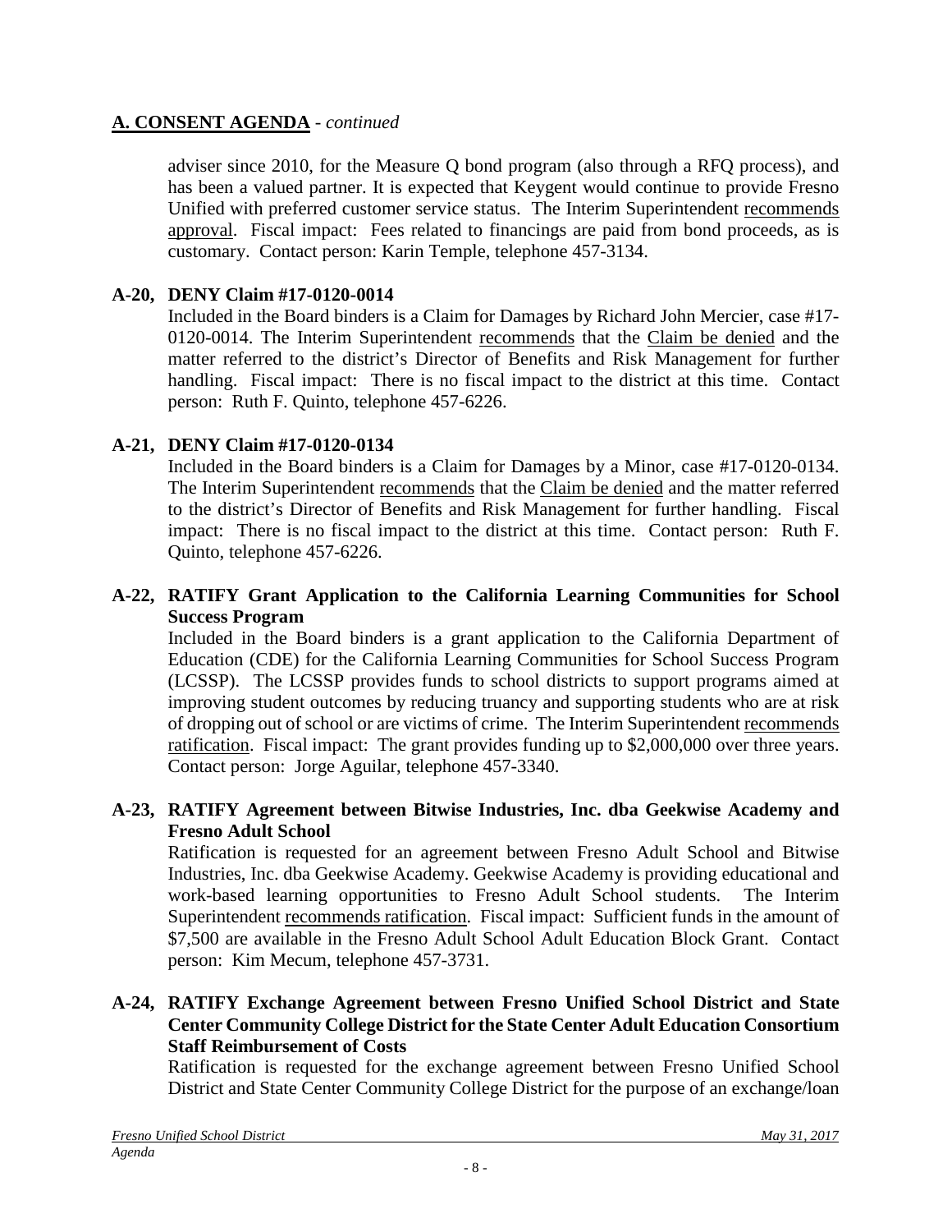## A. CONSENT AGENDA - *continued*

adviser since 2010, for the Measure Q bond program (also through a RFQ process), and has been a valued partner. It is expected that Keygent would continue to provide Fresno Unified with preferred customer service status. The Interim Superintendent recommends approval. Fiscal impact: Fees related to financings are paid from bond proceeds, as is customary. Contact person: Karin Temple, telephone 457-3134.

**A-20, DENY Claim #17-0120-0014**

Included in the Board binders is a Claim for Damages by Richard John Mercier, case #17-0120-0014. The Interim Superintendent recommends that the Claim be denied and the matter referred to the district's Director of Benefits and Risk Management for further handling. Fiscal impact: There is no fiscal impact to the district at this time. Contact person: Ruth F. Quinto, telephone 457-6226.

**A-21, DENY Claim #17-0120-0134**

Included in the Board binders is a Claim for Damages by a Minor, case #17-0120-0134. The Interim Superintendent recommends that the Claim be denied and the matter referred to the district's Director of Benefits and Risk Management for further handling. Fiscal impact: There is no fiscal impact to the district at this time. Contact person: Ruth F. Quinto, telephone 457-6226.

**A-22, RATIFY Grant Application to the California Learning Communities for School Success Program**

Included in the Board binders is a grant application to the California Department of Education (CDE) for the California Learning Communities for School Success Program (LCSSP). The LCSSP provides funds to school districts to support programs aimed at improving student outcomes by reducing truancy and supporting students who are at risk of dropping out of school or are victims of crime. The Interim Superintendent recommends ratification. Fiscal impact: The grant provides funding up to $2,000,000 over three years. Contact person: Jorge Aguilar, telephone 457-3340.

**A-23, RATIFY Agreement between Bitwise Industries, Inc. dba Geekwise Academy and Fresno Adult School**

Ratification is requested for an agreement between Fresno Adult School and Bitwise Industries, Inc. dba Geekwise Academy. Geekwise Academy is providing educational and work-based learning opportunities to Fresno Adult School students. The Interim Superintendent recommends ratification. Fiscal impact: Sufficient funds in the amount of $7,500 are available in the Fresno Adult School Adult Education Block Grant. Contact person: Kim Mecum, telephone 457-3731.

**A-24, RATIFY Exchange Agreement between Fresno Unified School District and State Center Community College District for the State Center Adult Education Consortium Staff Reimbursement of Costs**

Ratification is requested for the exchange agreement between Fresno Unified School District and State Center Community College District for the purpose of an exchange/loan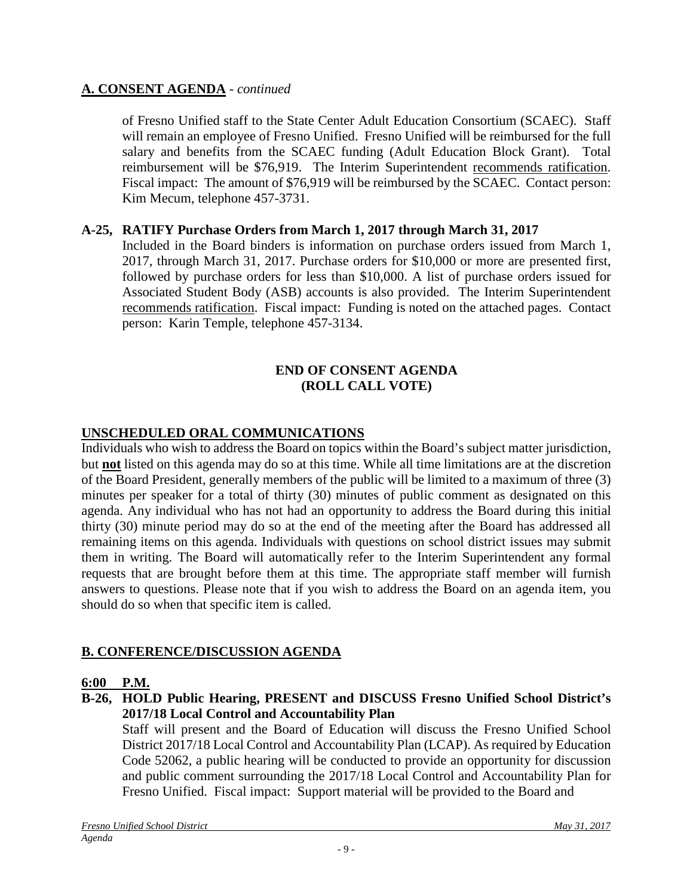## A. CONSENT AGENDA - *continued*

of Fresno Unified staff to the State Center Adult Education Consortium (SCAEC). Staff will remain an employee of Fresno Unified. Fresno Unified will be reimbursed for the full salary and benefits from the SCAEC funding (Adult Education Block Grant). Total reimbursement will be $76,919. The Interim Superintendent recommends ratification. Fiscal impact: The amount of $76,919 will be reimbursed by the SCAEC. Contact person: Kim Mecum, telephone 457-3731.

**A-25, RATIFY Purchase Orders from March 1, 2017 through March 31, 2017**

Included in the Board binders is information on purchase orders issued from March 1, 2017, through March 31, 2017. Purchase orders for $10,000 or more are presented first, followed by purchase orders for less than $10,000. A list of purchase orders issued for Associated Student Body (ASB) accounts is also provided. The Interim Superintendent recommends ratification. Fiscal impact: Funding is noted on the attached pages. Contact person: Karin Temple, telephone 457-3134.

**END OF CONSENT AGENDA**
**(ROLL CALL VOTE)**

## UNSCHEDULED ORAL COMMUNICATIONS

Individuals who wish to address the Board on topics within the Board's subject matter jurisdiction, but **not** listed on this agenda may do so at this time. While all time limitations are at the discretion of the Board President, generally members of the public will be limited to a maximum of three (3) minutes per speaker for a total of thirty (30) minutes of public comment as designated on this agenda. Any individual who has not had an opportunity to address the Board during this initial thirty (30) minute period may do so at the end of the meeting after the Board has addressed all remaining items on this agenda. Individuals with questions on school district issues may submit them in writing. The Board will automatically refer to the Interim Superintendent any formal requests that are brought before them at this time. The appropriate staff member will furnish answers to questions. Please note that if you wish to address the Board on an agenda item, you should do so when that specific item is called.

## B. CONFERENCE/DISCUSSION AGENDA

**6:00 P.M.**

**B-26, HOLD Public Hearing, PRESENT and DISCUSS Fresno Unified School District's 2017/18 Local Control and Accountability Plan**

Staff will present and the Board of Education will discuss the Fresno Unified School District 2017/18 Local Control and Accountability Plan (LCAP). As required by Education Code 52062, a public hearing will be conducted to provide an opportunity for discussion and public comment surrounding the 2017/18 Local Control and Accountability Plan for Fresno Unified. Fiscal impact: Support material will be provided to the Board and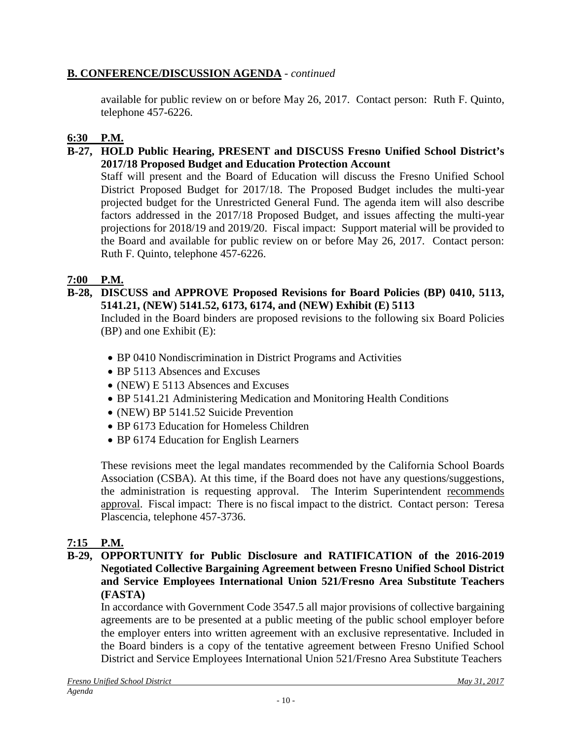## **B. CONFERENCE/DISCUSSION AGENDA** - *continued*

available for public review on or before May 26, 2017. Contact person: Ruth F. Quinto, telephone 457-6226.

**6:30 P.M.**

**B-27, HOLD Public Hearing, PRESENT and DISCUSS Fresno Unified School District's 2017/18 Proposed Budget and Education Protection Account**

Staff will present and the Board of Education will discuss the Fresno Unified School District Proposed Budget for 2017/18. The Proposed Budget includes the multi-year projected budget for the Unrestricted General Fund. The agenda item will also describe factors addressed in the 2017/18 Proposed Budget, and issues affecting the multi-year projections for 2018/19 and 2019/20. Fiscal impact: Support material will be provided to the Board and available for public review on or before May 26, 2017. Contact person: Ruth F. Quinto, telephone 457-6226.

**7:00 P.M.**

**B-28, DISCUSS and APPROVE Proposed Revisions for Board Policies (BP) 0410, 5113, 5141.21, (NEW) 5141.52, 6173, 6174, and (NEW) Exhibit (E) 5113**

Included in the Board binders are proposed revisions to the following six Board Policies (BP) and one Exhibit (E):

- BP 0410 Nondiscrimination in District Programs and Activities
- BP 5113 Absences and Excuses
- (NEW) E 5113 Absences and Excuses
- BP 5141.21 Administering Medication and Monitoring Health Conditions
- (NEW) BP 5141.52 Suicide Prevention
- BP 6173 Education for Homeless Children
- BP 6174 Education for English Learners

These revisions meet the legal mandates recommended by the California School Boards Association (CSBA). At this time, if the Board does not have any questions/suggestions, the administration is requesting approval. The Interim Superintendent recommends approval. Fiscal impact: There is no fiscal impact to the district. Contact person: Teresa Plascencia, telephone 457-3736.

**7:15 P.M.**

**B-29, OPPORTUNITY for Public Disclosure and RATIFICATION of the 2016-2019 Negotiated Collective Bargaining Agreement between Fresno Unified School District and Service Employees International Union 521/Fresno Area Substitute Teachers (FASTA)**

In accordance with Government Code 3547.5 all major provisions of collective bargaining agreements are to be presented at a public meeting of the public school employer before the employer enters into written agreement with an exclusive representative. Included in the Board binders is a copy of the tentative agreement between Fresno Unified School District and Service Employees International Union 521/Fresno Area Substitute Teachers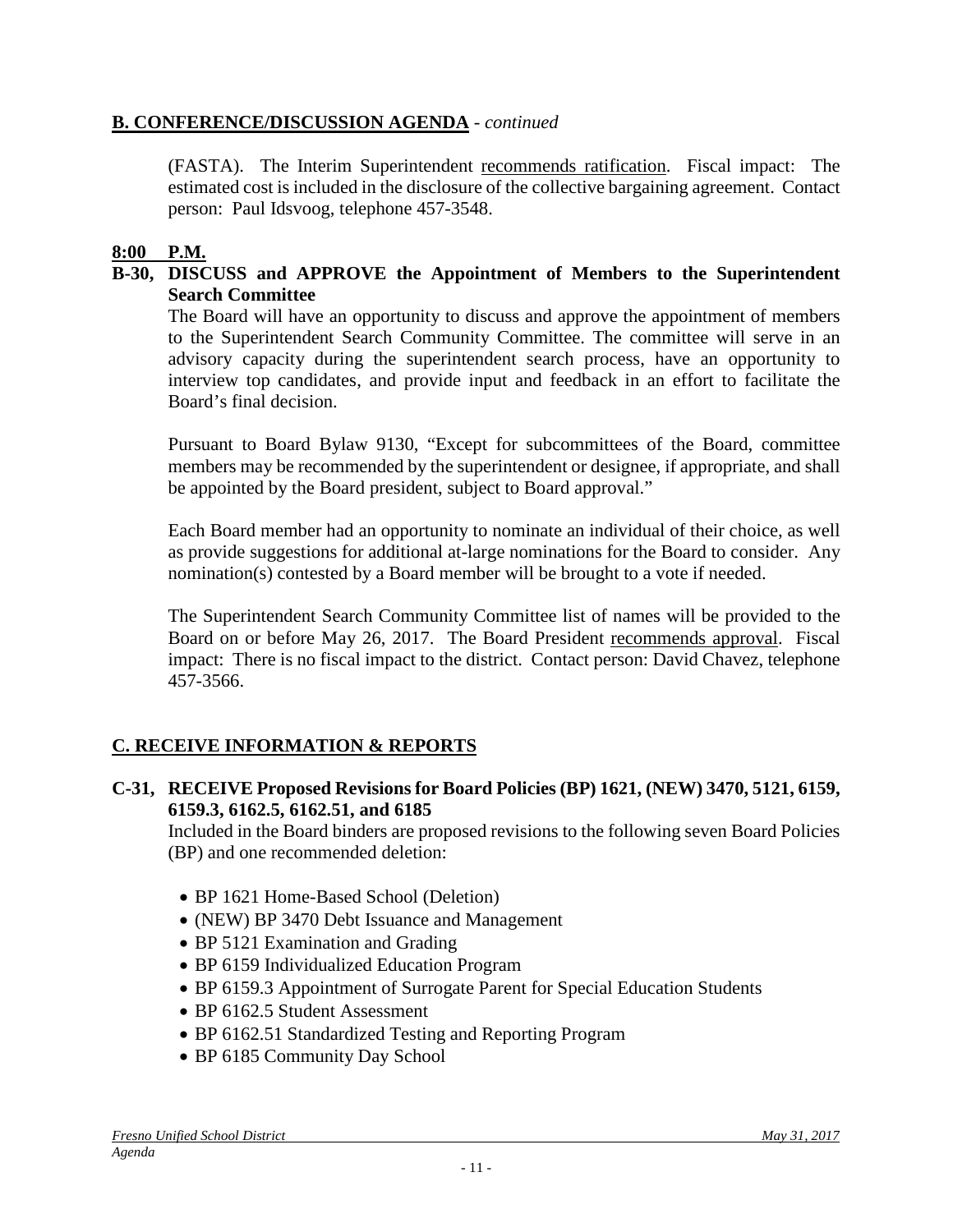## B. CONFERENCE/DISCUSSION AGENDA - *continued*

(FASTA). The Interim Superintendent recommends ratification. Fiscal impact: The estimated cost is included in the disclosure of the collective bargaining agreement. Contact person: Paul Idsvoog, telephone 457-3548.

**8:00 P.M.**

**B-30, DISCUSS and APPROVE the Appointment of Members to the Superintendent Search Committee**

The Board will have an opportunity to discuss and approve the appointment of members to the Superintendent Search Community Committee. The committee will serve in an advisory capacity during the superintendent search process, have an opportunity to interview top candidates, and provide input and feedback in an effort to facilitate the Board's final decision.

Pursuant to Board Bylaw 9130, "Except for subcommittees of the Board, committee members may be recommended by the superintendent or designee, if appropriate, and shall be appointed by the Board president, subject to Board approval."

Each Board member had an opportunity to nominate an individual of their choice, as well as provide suggestions for additional at-large nominations for the Board to consider. Any nomination(s) contested by a Board member will be brought to a vote if needed.

The Superintendent Search Community Committee list of names will be provided to the Board on or before May 26, 2017. The Board President recommends approval. Fiscal impact: There is no fiscal impact to the district. Contact person: David Chavez, telephone 457-3566.

## C. RECEIVE INFORMATION & REPORTS

**C-31, RECEIVE Proposed Revisions for Board Policies (BP) 1621, (NEW) 3470, 5121, 6159, 6159.3, 6162.5, 6162.51, and 6185**

Included in the Board binders are proposed revisions to the following seven Board Policies (BP) and one recommended deletion:

- BP 1621 Home-Based School (Deletion)
- (NEW) BP 3470 Debt Issuance and Management
- BP 5121 Examination and Grading
- BP 6159 Individualized Education Program
- BP 6159.3 Appointment of Surrogate Parent for Special Education Students
- BP 6162.5 Student Assessment
- BP 6162.51 Standardized Testing and Reporting Program
- BP 6185 Community Day School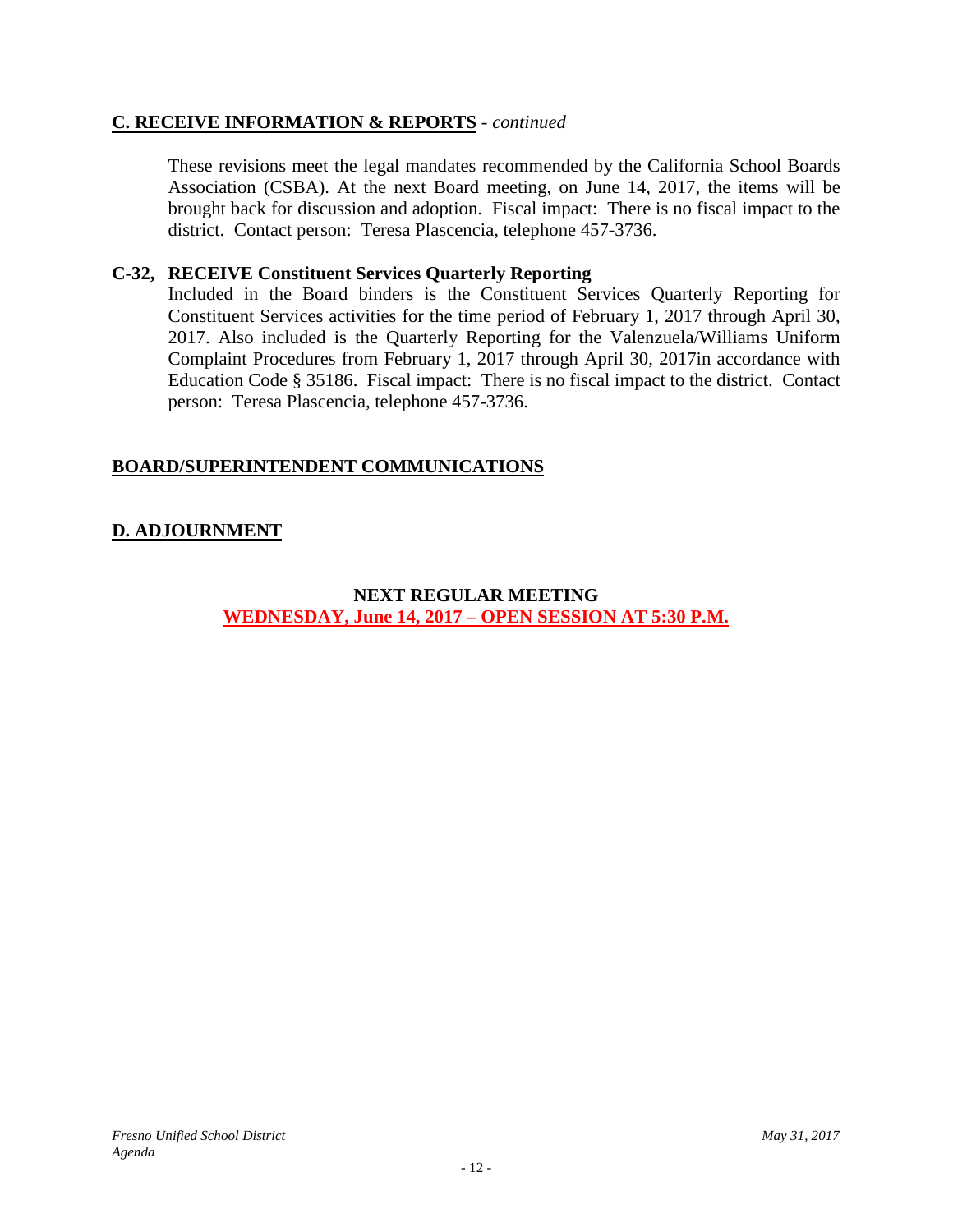## C. RECEIVE INFORMATION & REPORTS - *continued*

These revisions meet the legal mandates recommended by the California School Boards Association (CSBA). At the next Board meeting, on June 14, 2017, the items will be brought back for discussion and adoption. Fiscal impact: There is no fiscal impact to the district. Contact person: Teresa Plascencia, telephone 457-3736.

**C-32, RECEIVE Constituent Services Quarterly Reporting**

Included in the Board binders is the Constituent Services Quarterly Reporting for Constituent Services activities for the time period of February 1, 2017 through April 30, 2017. Also included is the Quarterly Reporting for the Valenzuela/Williams Uniform Complaint Procedures from February 1, 2017 through April 30, 2017in accordance with Education Code § 35186. Fiscal impact: There is no fiscal impact to the district. Contact person: Teresa Plascencia, telephone 457-3736.

## BOARD/SUPERINTENDENT COMMUNICATIONS

## D. ADJOURNMENT

**NEXT REGULAR MEETING**

**WEDNESDAY, June 14, 2017 – OPEN SESSION AT 5:30 P.M.**